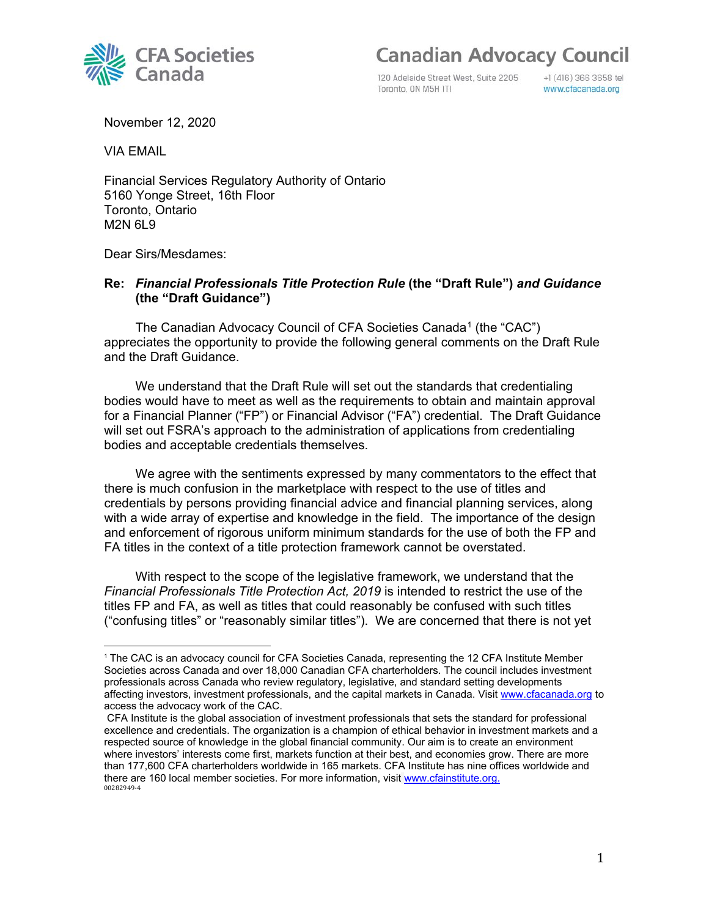CFA Societies Canada

Canadian Advocacy Council

120 Adelaide Street West, Suite 2205
Toronto, ON M5H 1T1

+1 (416) 366 3658 tel
www.cfacanada.org

November 12, 2020

VIA EMAIL

Financial Services Regulatory Authority of Ontario
5160 Yonge Street, 16th Floor
Toronto, Ontario
M2N 6L9

Dear Sirs/Mesdames:

**Re: *Financial Professionals Title Protection Rule* (the "Draft Rule") *and Guidance* (the "Draft Guidance")**

The Canadian Advocacy Council of CFA Societies Canada[1] (the "CAC") appreciates the opportunity to provide the following general comments on the Draft Rule and the Draft Guidance.

We understand that the Draft Rule will set out the standards that credentialing bodies would have to meet as well as the requirements to obtain and maintain approval for a Financial Planner ("FP") or Financial Advisor ("FA") credential. The Draft Guidance will set out FSRA's approach to the administration of applications from credentialing bodies and acceptable credentials themselves.

We agree with the sentiments expressed by many commentators to the effect that there is much confusion in the marketplace with respect to the use of titles and credentials by persons providing financial advice and financial planning services, along with a wide array of expertise and knowledge in the field. The importance of the design and enforcement of rigorous uniform minimum standards for the use of both the FP and FA titles in the context of a title protection framework cannot be overstated.

With respect to the scope of the legislative framework, we understand that the *Financial Professionals Title Protection Act, 2019* is intended to restrict the use of the titles FP and FA, as well as titles that could reasonably be confused with such titles ("confusing titles" or "reasonably similar titles"). We are concerned that there is not yet

---

[1] The CAC is an advocacy council for CFA Societies Canada, representing the 12 CFA Institute Member Societies across Canada and over 18,000 Canadian CFA charterholders. The council includes investment professionals across Canada who review regulatory, legislative, and standard setting developments affecting investors, investment professionals, and the capital markets in Canada. Visit www.cfacanada.org to access the advocacy work of the CAC.

CFA Institute is the global association of investment professionals that sets the standard for professional excellence and credentials. The organization is a champion of ethical behavior in investment markets and a respected source of knowledge in the global financial community. Our aim is to create an environment where investors' interests come first, markets function at their best, and economies grow. There are more than 177,600 CFA charterholders worldwide in 165 markets. CFA Institute has nine offices worldwide and there are 160 local member societies. For more information, visit www.cfainstitute.org.

00282949-4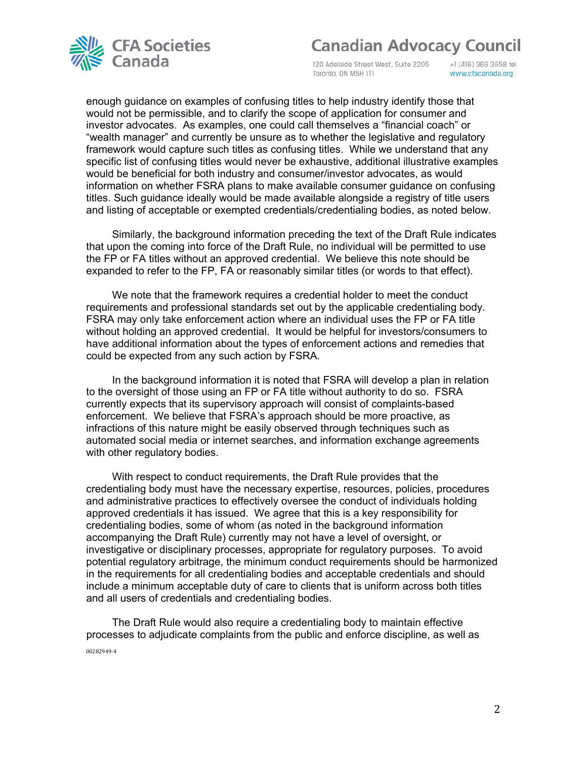enough guidance on examples of confusing titles to help industry identify those that would not be permissible, and to clarify the scope of application for consumer and investor advocates. As examples, one could call themselves a "financial coach" or "wealth manager" and currently be unsure as to whether the legislative and regulatory framework would capture such titles as confusing titles. While we understand that any specific list of confusing titles would never be exhaustive, additional illustrative examples would be beneficial for both industry and consumer/investor advocates, as would information on whether FSRA plans to make available consumer guidance on confusing titles. Such guidance ideally would be made available alongside a registry of title users and listing of acceptable or exempted credentials/credentialing bodies, as noted below.

Similarly, the background information preceding the text of the Draft Rule indicates that upon the coming into force of the Draft Rule, no individual will be permitted to use the FP or FA titles without an approved credential. We believe this note should be expanded to refer to the FP, FA or reasonably similar titles (or words to that effect).

We note that the framework requires a credential holder to meet the conduct requirements and professional standards set out by the applicable credentialing body. FSRA may only take enforcement action where an individual uses the FP or FA title without holding an approved credential. It would be helpful for investors/consumers to have additional information about the types of enforcement actions and remedies that could be expected from any such action by FSRA.

In the background information it is noted that FSRA will develop a plan in relation to the oversight of those using an FP or FA title without authority to do so. FSRA currently expects that its supervisory approach will consist of complaints-based enforcement. We believe that FSRA's approach should be more proactive, as infractions of this nature might be easily observed through techniques such as automated social media or internet searches, and information exchange agreements with other regulatory bodies.

With respect to conduct requirements, the Draft Rule provides that the credentialing body must have the necessary expertise, resources, policies, procedures and administrative practices to effectively oversee the conduct of individuals holding approved credentials it has issued. We agree that this is a key responsibility for credentialing bodies, some of whom (as noted in the background information accompanying the Draft Rule) currently may not have a level of oversight, or investigative or disciplinary processes, appropriate for regulatory purposes. To avoid potential regulatory arbitrage, the minimum conduct requirements should be harmonized in the requirements for all credentialing bodies and acceptable credentials and should include a minimum acceptable duty of care to clients that is uniform across both titles and all users of credentials and credentialing bodies.

The Draft Rule would also require a credentialing body to maintain effective processes to adjudicate complaints from the public and enforce discipline, as well as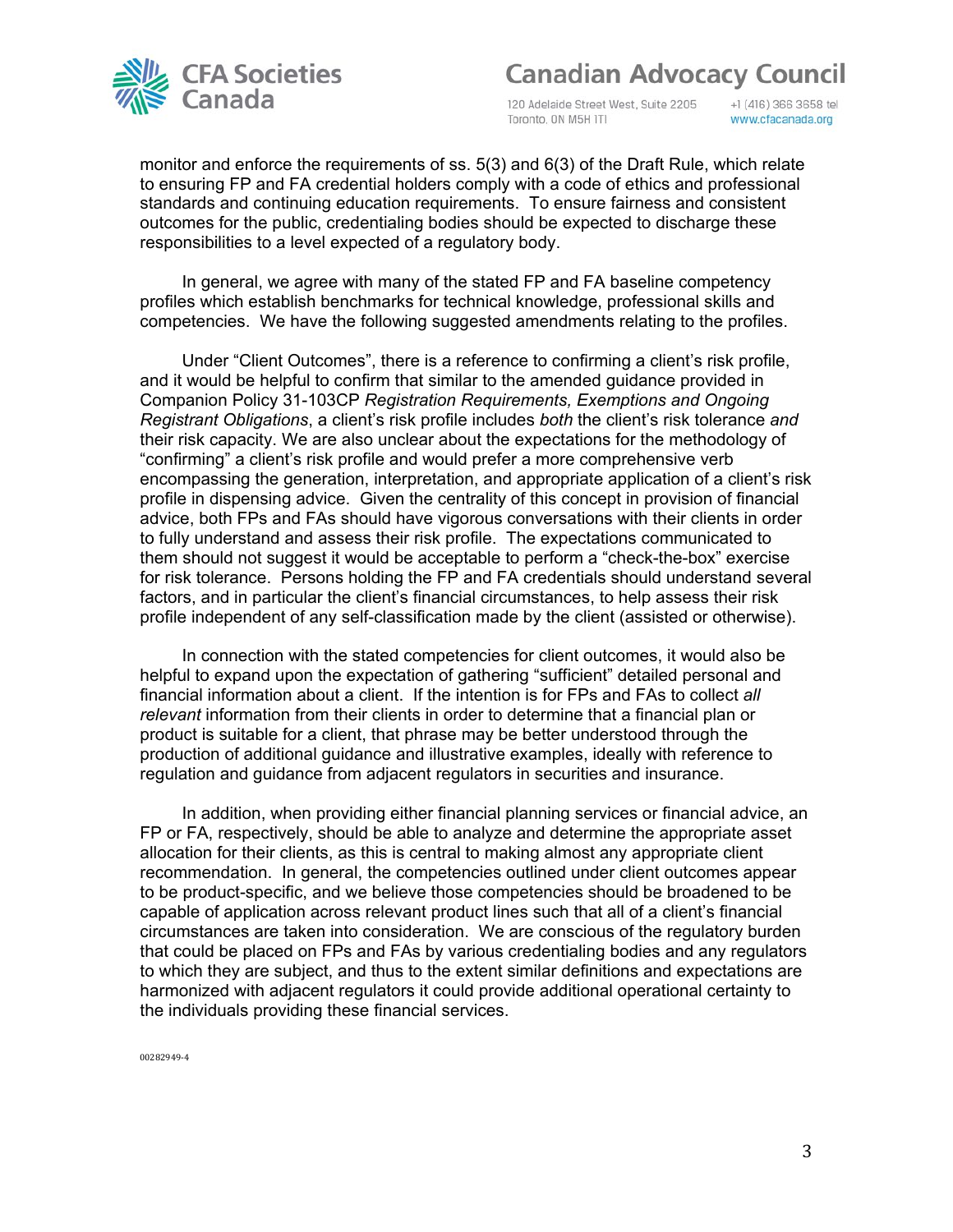monitor and enforce the requirements of ss. 5(3) and 6(3) of the Draft Rule, which relate to ensuring FP and FA credential holders comply with a code of ethics and professional standards and continuing education requirements. To ensure fairness and consistent outcomes for the public, credentialing bodies should be expected to discharge these responsibilities to a level expected of a regulatory body.

In general, we agree with many of the stated FP and FA baseline competency profiles which establish benchmarks for technical knowledge, professional skills and competencies. We have the following suggested amendments relating to the profiles.

Under "Client Outcomes", there is a reference to confirming a client's risk profile, and it would be helpful to confirm that similar to the amended guidance provided in Companion Policy 31-103CP *Registration Requirements, Exemptions and Ongoing Registrant Obligations*, a client's risk profile includes *both* the client's risk tolerance *and* their risk capacity. We are also unclear about the expectations for the methodology of "confirming" a client's risk profile and would prefer a more comprehensive verb encompassing the generation, interpretation, and appropriate application of a client's risk profile in dispensing advice. Given the centrality of this concept in provision of financial advice, both FPs and FAs should have vigorous conversations with their clients in order to fully understand and assess their risk profile. The expectations communicated to them should not suggest it would be acceptable to perform a "check-the-box" exercise for risk tolerance. Persons holding the FP and FA credentials should understand several factors, and in particular the client's financial circumstances, to help assess their risk profile independent of any self-classification made by the client (assisted or otherwise).

In connection with the stated competencies for client outcomes, it would also be helpful to expand upon the expectation of gathering "sufficient" detailed personal and financial information about a client. If the intention is for FPs and FAs to collect *all relevant* information from their clients in order to determine that a financial plan or product is suitable for a client, that phrase may be better understood through the production of additional guidance and illustrative examples, ideally with reference to regulation and guidance from adjacent regulators in securities and insurance.

In addition, when providing either financial planning services or financial advice, an FP or FA, respectively, should be able to analyze and determine the appropriate asset allocation for their clients, as this is central to making almost any appropriate client recommendation. In general, the competencies outlined under client outcomes appear to be product-specific, and we believe those competencies should be broadened to be capable of application across relevant product lines such that all of a client's financial circumstances are taken into consideration. We are conscious of the regulatory burden that could be placed on FPs and FAs by various credentialing bodies and any regulators to which they are subject, and thus to the extent similar definitions and expectations are harmonized with adjacent regulators it could provide additional operational certainty to the individuals providing these financial services.

00282949-4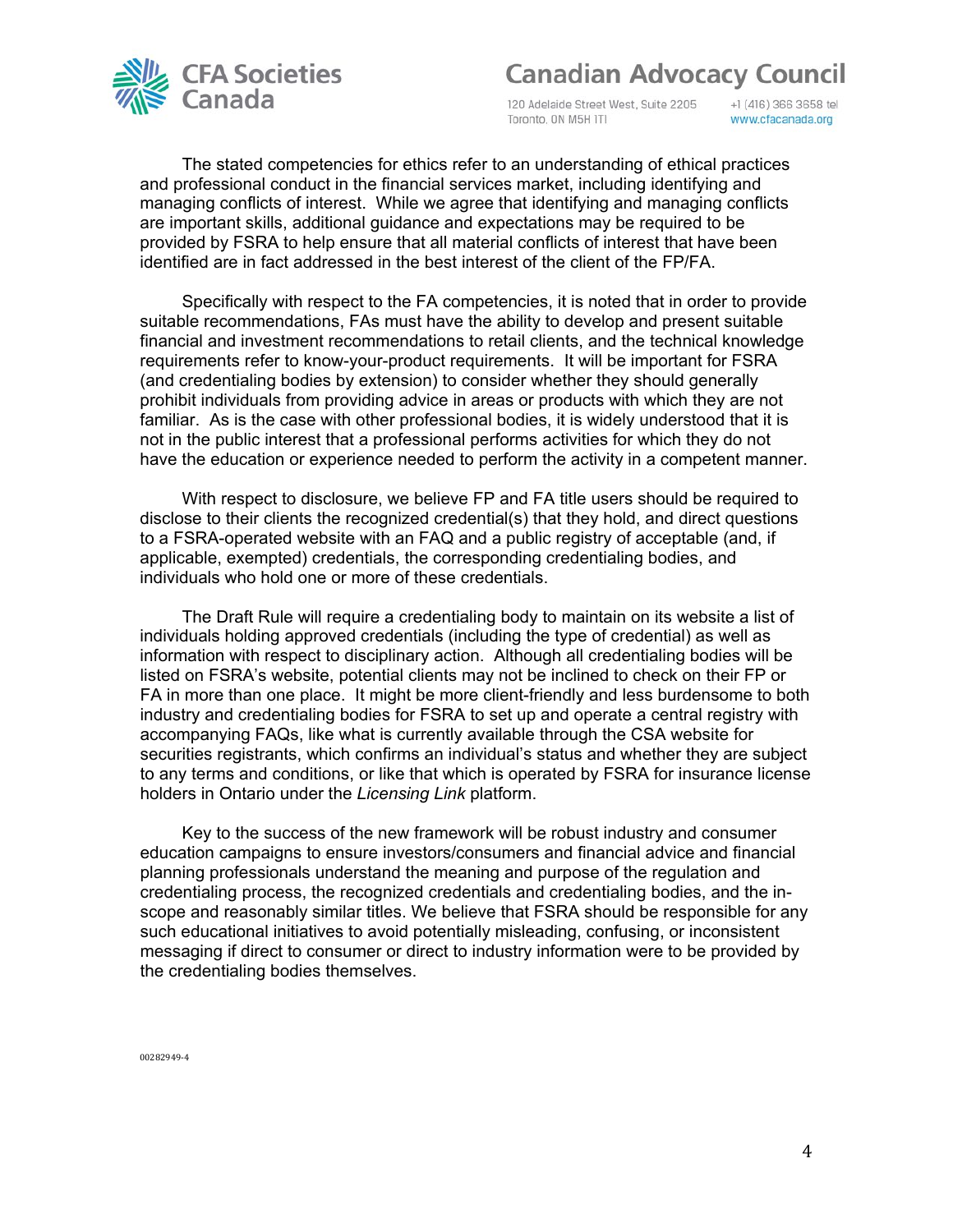The stated competencies for ethics refer to an understanding of ethical practices and professional conduct in the financial services market, including identifying and managing conflicts of interest. While we agree that identifying and managing conflicts are important skills, additional guidance and expectations may be required to be provided by FSRA to help ensure that all material conflicts of interest that have been identified are in fact addressed in the best interest of the client of the FP/FA.

Specifically with respect to the FA competencies, it is noted that in order to provide suitable recommendations, FAs must have the ability to develop and present suitable financial and investment recommendations to retail clients, and the technical knowledge requirements refer to know-your-product requirements. It will be important for FSRA (and credentialing bodies by extension) to consider whether they should generally prohibit individuals from providing advice in areas or products with which they are not familiar. As is the case with other professional bodies, it is widely understood that it is not in the public interest that a professional performs activities for which they do not have the education or experience needed to perform the activity in a competent manner.

With respect to disclosure, we believe FP and FA title users should be required to disclose to their clients the recognized credential(s) that they hold, and direct questions to a FSRA-operated website with an FAQ and a public registry of acceptable (and, if applicable, exempted) credentials, the corresponding credentialing bodies, and individuals who hold one or more of these credentials.

The Draft Rule will require a credentialing body to maintain on its website a list of individuals holding approved credentials (including the type of credential) as well as information with respect to disciplinary action. Although all credentialing bodies will be listed on FSRA's website, potential clients may not be inclined to check on their FP or FA in more than one place. It might be more client-friendly and less burdensome to both industry and credentialing bodies for FSRA to set up and operate a central registry with accompanying FAQs, like what is currently available through the CSA website for securities registrants, which confirms an individual's status and whether they are subject to any terms and conditions, or like that which is operated by FSRA for insurance license holders in Ontario under the *Licensing Link* platform.

Key to the success of the new framework will be robust industry and consumer education campaigns to ensure investors/consumers and financial advice and financial planning professionals understand the meaning and purpose of the regulation and credentialing process, the recognized credentials and credentialing bodies, and the in-scope and reasonably similar titles. We believe that FSRA should be responsible for any such educational initiatives to avoid potentially misleading, confusing, or inconsistent messaging if direct to consumer or direct to industry information were to be provided by the credentialing bodies themselves.

00282949-4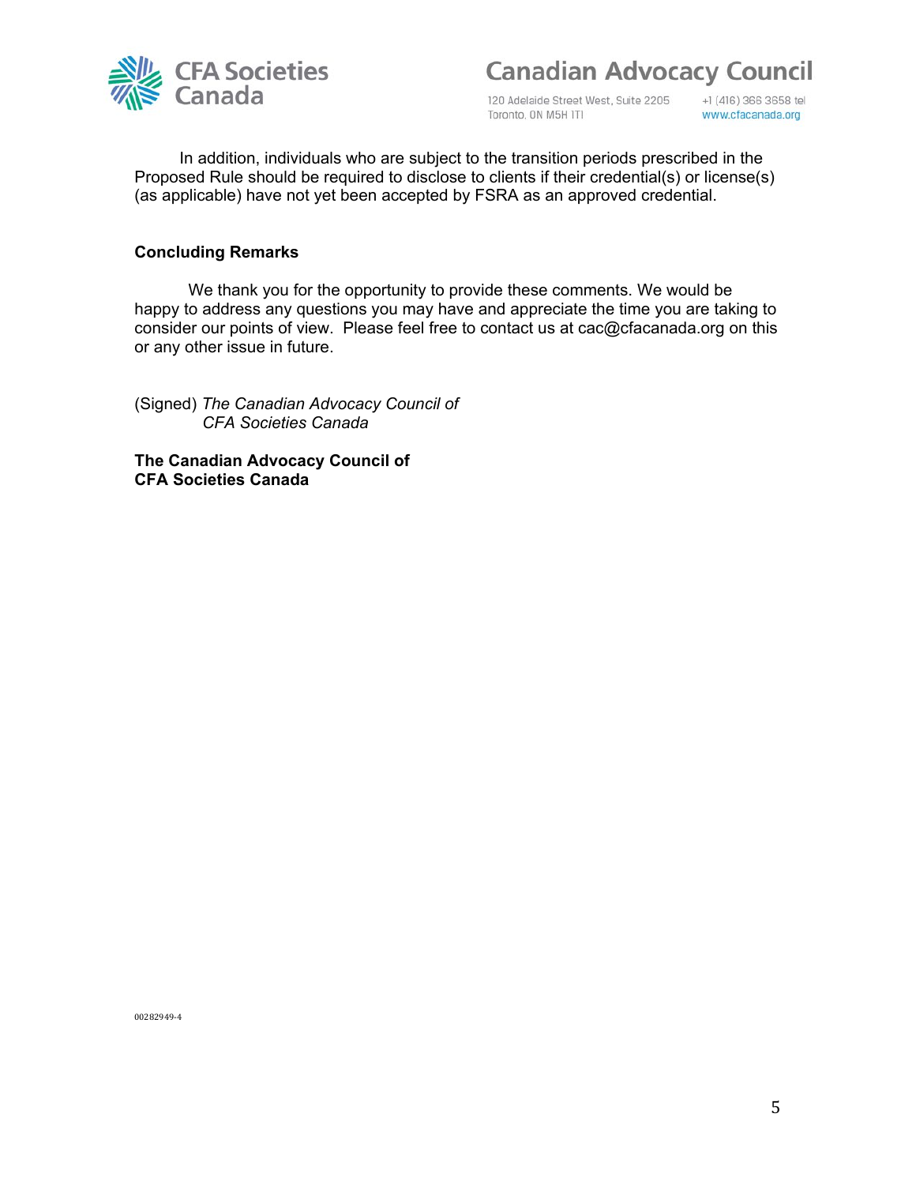In addition, individuals who are subject to the transition periods prescribed in the Proposed Rule should be required to disclose to clients if their credential(s) or license(s) (as applicable) have not yet been accepted by FSRA as an approved credential.

**Concluding Remarks**

We thank you for the opportunity to provide these comments. We would be happy to address any questions you may have and appreciate the time you are taking to consider our points of view. Please feel free to contact us at cac@cfacanada.org on this or any other issue in future.

(Signed) *The Canadian Advocacy Council of CFA Societies Canada*

**The Canadian Advocacy Council of CFA Societies Canada**

00282949-4